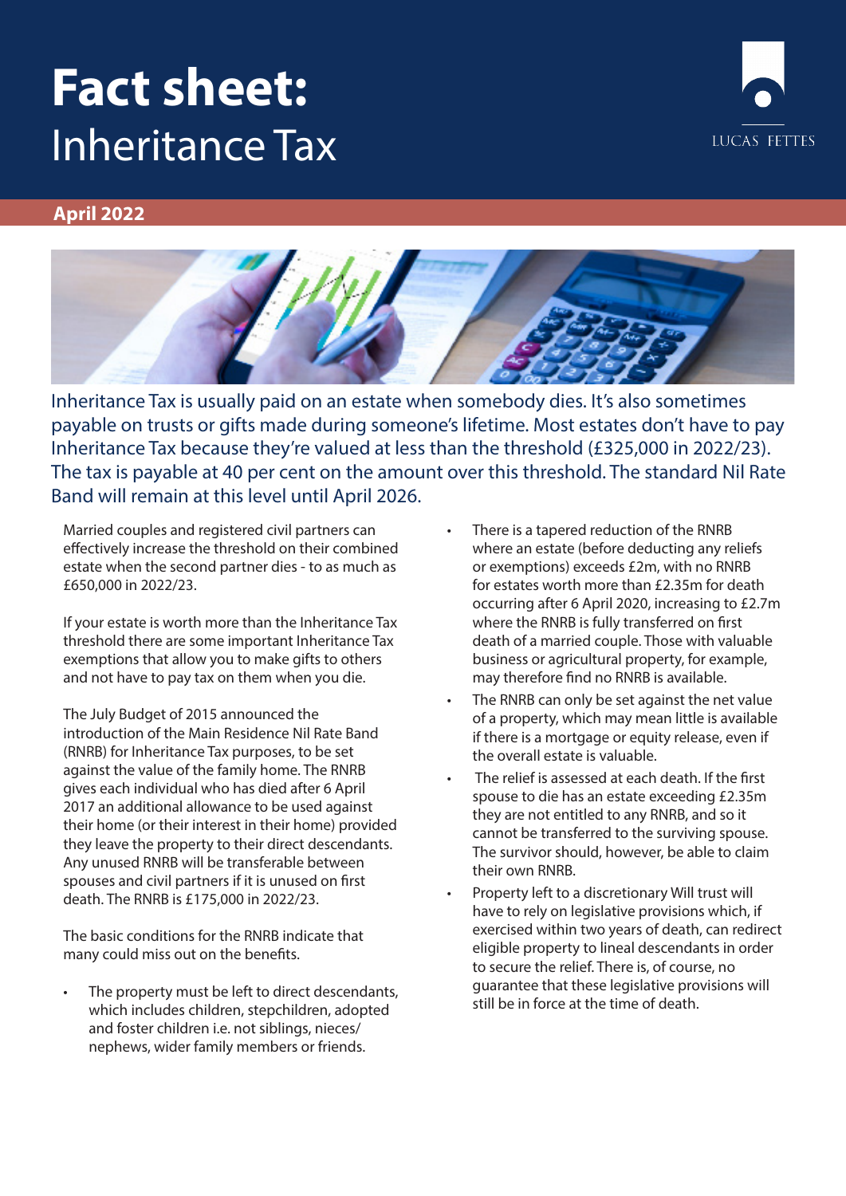# Fact sheet: Inheritance Tax

LUCAS FETTES

**April 2022**

Inheritance Tax is usually paid on an estate when somebody dies. It's also sometimes payable on trusts or gifts made during someone's lifetime. Most estates don't have to pay Inheritance Tax because they're valued at less than the threshold (£325,000 in 2022/23). The tax is payable at 40 per cent on the amount over this threshold. The standard Nil Rate Band will remain at this level until April 2026.

Married couples and registered civil partners can effectively increase the threshold on their combined estate when the second partner dies - to as much as £650,000 in 2022/23.

If your estate is worth more than the Inheritance Tax threshold there are some important Inheritance Tax exemptions that allow you to make gifts to others and not have to pay tax on them when you die.

The July Budget of 2015 announced the introduction of the Main Residence Nil Rate Band (RNRB) for Inheritance Tax purposes, to be set against the value of the family home. The RNRB gives each individual who has died after 6 April 2017 an additional allowance to be used against their home (or their interest in their home) provided they leave the property to their direct descendants. Any unused RNRB will be transferable between spouses and civil partners if it is unused on first death. The RNRB is £175,000 in 2022/23.

The basic conditions for the RNRB indicate that many could miss out on the benefits.

- The property must be left to direct descendants, which includes children, stepchildren, adopted and foster children i.e. not siblings, nieces/nephews, wider family members or friends.
- There is a tapered reduction of the RNRB where an estate (before deducting any reliefs or exemptions) exceeds £2m, with no RNRB for estates worth more than £2.35m for death occurring after 6 April 2020, increasing to £2.7m where the RNRB is fully transferred on first death of a married couple. Those with valuable business or agricultural property, for example, may therefore find no RNRB is available.
- The RNRB can only be set against the net value of a property, which may mean little is available if there is a mortgage or equity release, even if the overall estate is valuable.
- The relief is assessed at each death. If the first spouse to die has an estate exceeding £2.35m they are not entitled to any RNRB, and so it cannot be transferred to the surviving spouse. The survivor should, however, be able to claim their own RNRB.
- Property left to a discretionary Will trust will have to rely on legislative provisions which, if exercised within two years of death, can redirect eligible property to lineal descendants in order to secure the relief. There is, of course, no guarantee that these legislative provisions will still be in force at the time of death.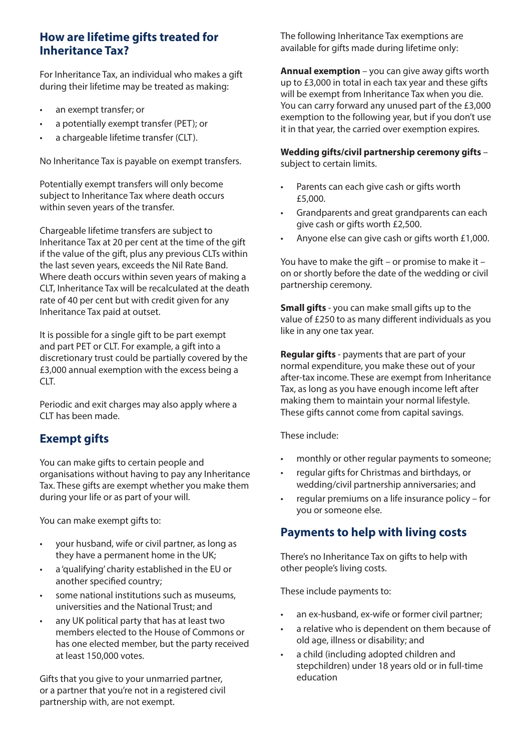## How are lifetime gifts treated for Inheritance Tax?

For Inheritance Tax, an individual who makes a gift during their lifetime may be treated as making:

- an exempt transfer; or
- a potentially exempt transfer (PET); or
- a chargeable lifetime transfer (CLT).

No Inheritance Tax is payable on exempt transfers.

Potentially exempt transfers will only become subject to Inheritance Tax where death occurs within seven years of the transfer.

Chargeable lifetime transfers are subject to Inheritance Tax at 20 per cent at the time of the gift if the value of the gift, plus any previous CLTs within the last seven years, exceeds the Nil Rate Band. Where death occurs within seven years of making a CLT, Inheritance Tax will be recalculated at the death rate of 40 per cent but with credit given for any Inheritance Tax paid at outset.

It is possible for a single gift to be part exempt and part PET or CLT. For example, a gift into a discretionary trust could be partially covered by the £3,000 annual exemption with the excess being a CLT.

Periodic and exit charges may also apply where a CLT has been made.

## Exempt gifts

You can make gifts to certain people and organisations without having to pay any Inheritance Tax. These gifts are exempt whether you make them during your life or as part of your will.

You can make exempt gifts to:

- your husband, wife or civil partner, as long as they have a permanent home in the UK;
- a 'qualifying' charity established in the EU or another specified country;
- some national institutions such as museums, universities and the National Trust; and
- any UK political party that has at least two members elected to the House of Commons or has one elected member, but the party received at least 150,000 votes.

Gifts that you give to your unmarried partner, or a partner that you're not in a registered civil partnership with, are not exempt.

The following Inheritance Tax exemptions are available for gifts made during lifetime only:

**Annual exemption** – you can give away gifts worth up to £3,000 in total in each tax year and these gifts will be exempt from Inheritance Tax when you die. You can carry forward any unused part of the £3,000 exemption to the following year, but if you don't use it in that year, the carried over exemption expires.

**Wedding gifts/civil partnership ceremony gifts** – subject to certain limits.

- Parents can each give cash or gifts worth £5,000.
- Grandparents and great grandparents can each give cash or gifts worth £2,500.
- Anyone else can give cash or gifts worth £1,000.

You have to make the gift – or promise to make it – on or shortly before the date of the wedding or civil partnership ceremony.

**Small gifts** - you can make small gifts up to the value of £250 to as many different individuals as you like in any one tax year.

**Regular gifts** - payments that are part of your normal expenditure, you make these out of your after-tax income. These are exempt from Inheritance Tax, as long as you have enough income left after making them to maintain your normal lifestyle. These gifts cannot come from capital savings.

These include:

- monthly or other regular payments to someone;
- regular gifts for Christmas and birthdays, or wedding/civil partnership anniversaries; and
- regular premiums on a life insurance policy – for you or someone else.

## Payments to help with living costs

There's no Inheritance Tax on gifts to help with other people's living costs.

These include payments to:

- an ex-husband, ex-wife or former civil partner;
- a relative who is dependent on them because of old age, illness or disability; and
- a child (including adopted children and stepchildren) under 18 years old or in full-time education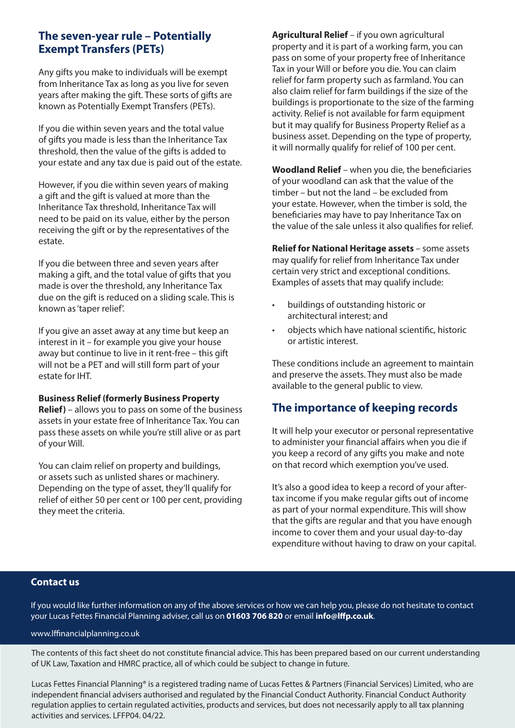## The seven-year rule – Potentially Exempt Transfers (PETs)

Any gifts you make to individuals will be exempt from Inheritance Tax as long as you live for seven years after making the gift. These sorts of gifts are known as Potentially Exempt Transfers (PETs).

If you die within seven years and the total value of gifts you made is less than the Inheritance Tax threshold, then the value of the gifts is added to your estate and any tax due is paid out of the estate.

However, if you die within seven years of making a gift and the gift is valued at more than the Inheritance Tax threshold, Inheritance Tax will need to be paid on its value, either by the person receiving the gift or by the representatives of the estate.

If you die between three and seven years after making a gift, and the total value of gifts that you made is over the threshold, any Inheritance Tax due on the gift is reduced on a sliding scale. This is known as 'taper relief'.

If you give an asset away at any time but keep an interest in it – for example you give your house away but continue to live in it rent-free – this gift will not be a PET and will still form part of your estate for IHT.

**Business Relief (formerly Business Property Relief)** – allows you to pass on some of the business assets in your estate free of Inheritance Tax. You can pass these assets on while you're still alive or as part of your Will.

You can claim relief on property and buildings, or assets such as unlisted shares or machinery. Depending on the type of asset, they'll qualify for relief of either 50 per cent or 100 per cent, providing they meet the criteria.

**Agricultural Relief** – if you own agricultural property and it is part of a working farm, you can pass on some of your property free of Inheritance Tax in your Will or before you die. You can claim relief for farm property such as farmland. You can also claim relief for farm buildings if the size of the buildings is proportionate to the size of the farming activity. Relief is not available for farm equipment but it may qualify for Business Property Relief as a business asset. Depending on the type of property, it will normally qualify for relief of 100 per cent.

**Woodland Relief** – when you die, the beneficiaries of your woodland can ask that the value of the timber – but not the land – be excluded from your estate. However, when the timber is sold, the beneficiaries may have to pay Inheritance Tax on the value of the sale unless it also qualifies for relief.

**Relief for National Heritage assets** – some assets may qualify for relief from Inheritance Tax under certain very strict and exceptional conditions. Examples of assets that may qualify include:

- buildings of outstanding historic or architectural interest; and
- objects which have national scientific, historic or artistic interest.

These conditions include an agreement to maintain and preserve the assets. They must also be made available to the general public to view.

## The importance of keeping records

It will help your executor or personal representative to administer your financial affairs when you die if you keep a record of any gifts you make and note on that record which exemption you've used.

It's also a good idea to keep a record of your after-tax income if you make regular gifts out of income as part of your normal expenditure. This will show that the gifts are regular and that you have enough income to cover them and your usual day-to-day expenditure without having to draw on your capital.

**Contact us**

If you would like further information on any of the above services or how we can help you, please do not hesitate to contact your Lucas Fettes Financial Planning adviser, call us on **01603 706 820** or email **info@lffp.co.uk**.

www.lffinancialplanning.co.uk

The contents of this fact sheet do not constitute financial advice. This has been prepared based on our current understanding of UK Law, Taxation and HMRC practice, all of which could be subject to change in future.

Lucas Fettes Financial Planning® is a registered trading name of Lucas Fettes & Partners (Financial Services) Limited, who are independent financial advisers authorised and regulated by the Financial Conduct Authority. Financial Conduct Authority regulation applies to certain regulated activities, products and services, but does not necessarily apply to all tax planning activities and services. LFFP04. 04/22.